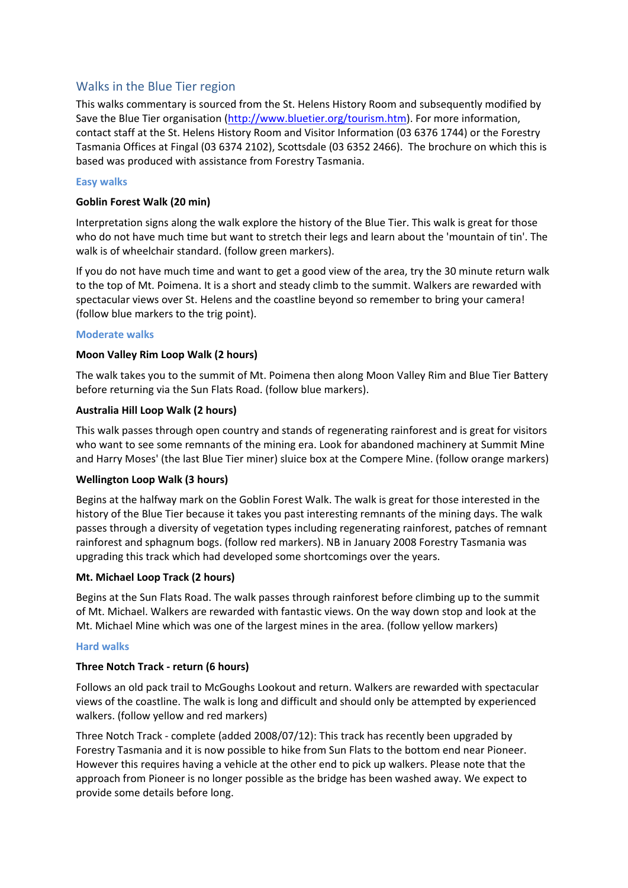## Walks in the Blue Tier region

This walks commentary is sourced from the St. Helens History Room and subsequently modified by Save the Blue Tier organisation (http://www.bluetier.org/tourism.htm). For more information, contact staff at the St. Helens History Room and Visitor Information (03 6376 1744) or the Forestry Tasmania Offices at Fingal (03 6374 2102), Scottsdale (03 6352 2466). The brochure on which this is based was produced with assistance from Forestry Tasmania.

### Easy walks

**Goblin Forest Walk (20 min)**

Interpretation signs along the walk explore the history of the Blue Tier. This walk is great for those who do not have much time but want to stretch their legs and learn about the 'mountain of tin'. The walk is of wheelchair standard. (follow green markers).

If you do not have much time and want to get a good view of the area, try the 30 minute return walk to the top of Mt. Poimena. It is a short and steady climb to the summit. Walkers are rewarded with spectacular views over St. Helens and the coastline beyond so remember to bring your camera! (follow blue markers to the trig point).

### Moderate walks

**Moon Valley Rim Loop Walk (2 hours)**

The walk takes you to the summit of Mt. Poimena then along Moon Valley Rim and Blue Tier Battery before returning via the Sun Flats Road. (follow blue markers).

**Australia Hill Loop Walk (2 hours)**

This walk passes through open country and stands of regenerating rainforest and is great for visitors who want to see some remnants of the mining era. Look for abandoned machinery at Summit Mine and Harry Moses' (the last Blue Tier miner) sluice box at the Compere Mine. (follow orange markers)

**Wellington Loop Walk (3 hours)**

Begins at the halfway mark on the Goblin Forest Walk. The walk is great for those interested in the history of the Blue Tier because it takes you past interesting remnants of the mining days. The walk passes through a diversity of vegetation types including regenerating rainforest, patches of remnant rainforest and sphagnum bogs. (follow red markers). NB in January 2008 Forestry Tasmania was upgrading this track which had developed some shortcomings over the years.

**Mt. Michael Loop Track (2 hours)**

Begins at the Sun Flats Road. The walk passes through rainforest before climbing up to the summit of Mt. Michael. Walkers are rewarded with fantastic views. On the way down stop and look at the Mt. Michael Mine which was one of the largest mines in the area. (follow yellow markers)

### Hard walks

**Three Notch Track - return (6 hours)**

Follows an old pack trail to McGoughs Lookout and return. Walkers are rewarded with spectacular views of the coastline. The walk is long and difficult and should only be attempted by experienced walkers. (follow yellow and red markers)

Three Notch Track - complete (added 2008/07/12): This track has recently been upgraded by Forestry Tasmania and it is now possible to hike from Sun Flats to the bottom end near Pioneer. However this requires having a vehicle at the other end to pick up walkers. Please note that the approach from Pioneer is no longer possible as the bridge has been washed away. We expect to provide some details before long.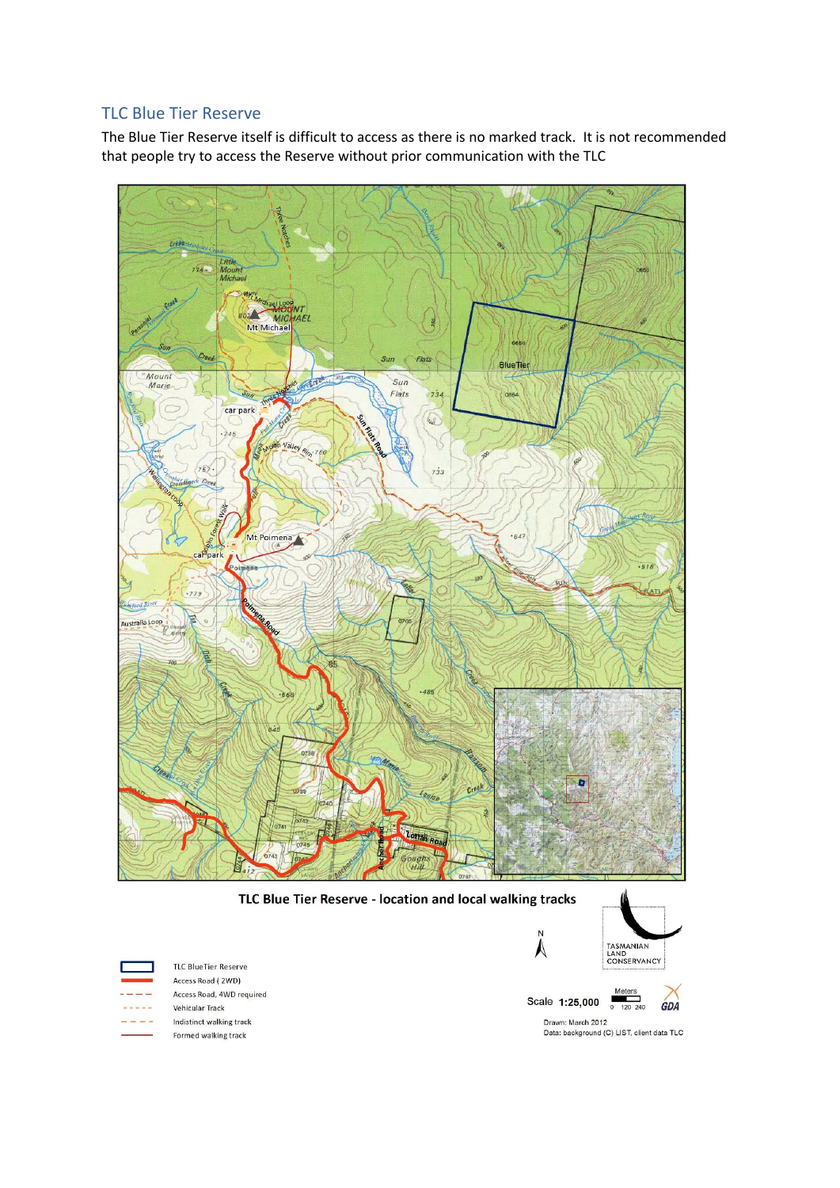## TLC Blue Tier Reserve

The Blue Tier Reserve itself is difficult to access as there is no marked track. It is not recommended that people try to access the Reserve without prior communication with the TLC

TLC Blue Tier Reserve - location and local walking tracks

TLC BlueTier Reserve

Access Road ( 2WD)

Access Road, 4WD required

Vehicular Track

Indistinct walking track

Formed walking track

N

TASMANIAN LAND CONSERVANCY

Scale 1:25,000

Meters

0 120 240

GDA

Drawn: March 2012

Data: background (C) LIST, client data TLC